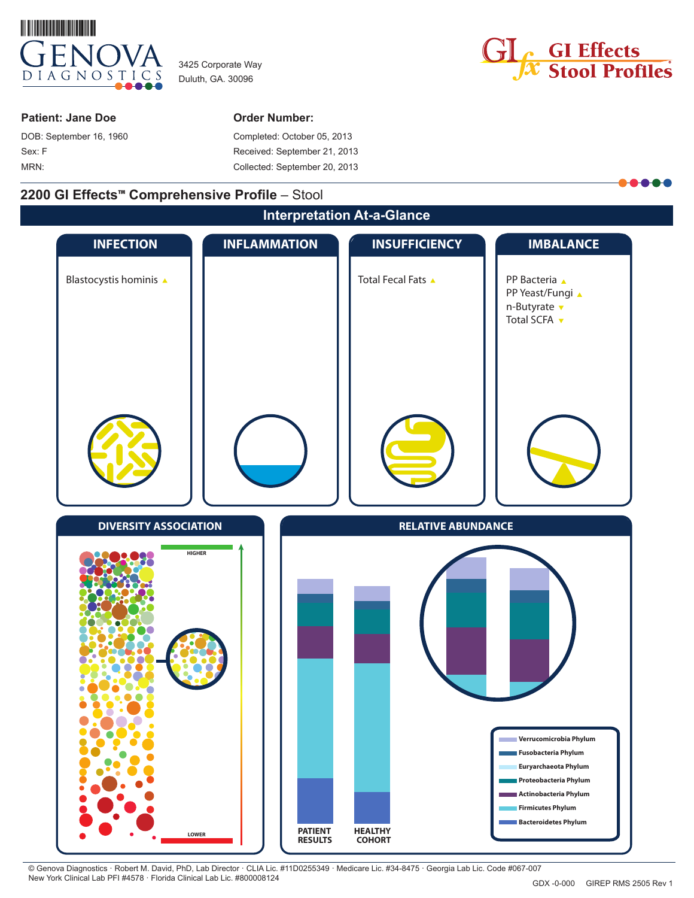GENOVA DIAGNOSTICS

3425 Corporate Way
Duluth, GA. 30096

GI Effects Stool Profiles

**Patient: Jane Doe**

DOB: September 16, 1960
Sex: F
MRN:

**Order Number:**

Completed: October 05, 2013
Received: September 21, 2013
Collected: September 20, 2013

## 2200 GI Effects™ Comprehensive Profile – Stool

## Interpretation At-a-Glance

### INFECTION

Blastocystis hominis ▲

### INFLAMMATION

### INSUFFICIENCY

Total Fecal Fats ▲

### IMBALANCE

PP Bacteria ▲
PP Yeast/Fungi ▲
n-Butyrate ▼
Total SCFA ▼

### DIVERSITY ASSOCIATION

HIGHER

LOWER

### RELATIVE ABUNDANCE

PATIENT RESULTS

HEALTHY COHORT

Verrucomicrobia Phylum
Fusobacteria Phylum
Euryarchaeota Phylum
Proteobacteria Phylum
Actinobacteria Phylum
Firmicutes Phylum
Bacteroidetes Phylum

© Genova Diagnostics · Robert M. David, PhD, Lab Director · CLIA Lic. #11D0255349 · Medicare Lic. #34-8475 · Georgia Lab Lic. Code #067-007
New York Clinical Lab PFI #4578 · Florida Clinical Lab Lic. #800008124

GDX -0-000 GIREP RMS 2505 Rev 1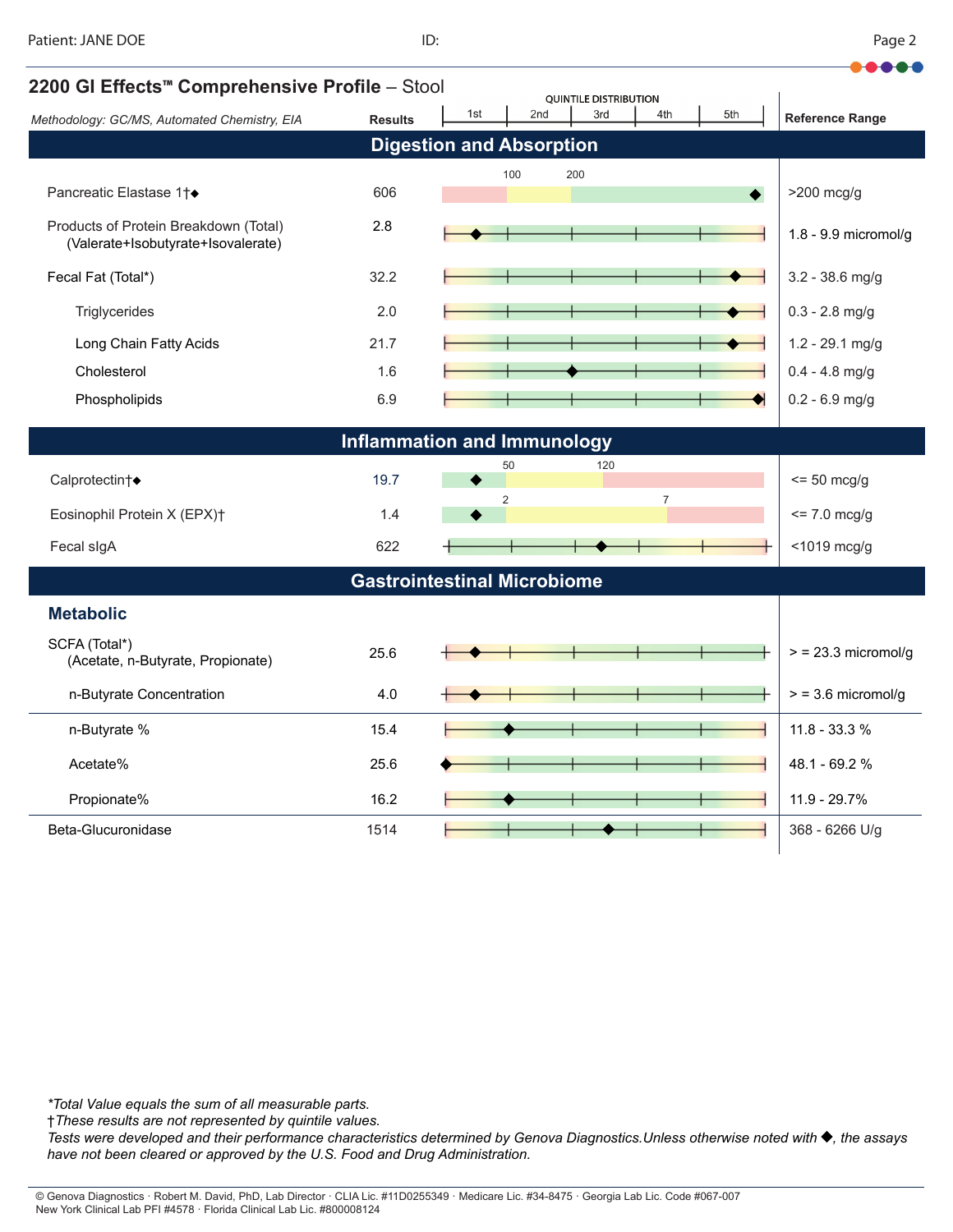Patient: JANE DOE ID:

## 2200 GI Effects™ Comprehensive Profile – Stool

*Methodology: GC/MS, Automated Chemistry, EIA*

| | Results | Quintile Distribution (1st, 2nd, 3rd, 4th, 5th) | Reference Range |
|---|---|---|---|
| **Digestion and Absorption** | | | |
| Pancreatic Elastase 1†◆ | 606 | 100, 200 | >200 mcg/g |
| Products of Protein Breakdown (Total) (Valerate+Isobutyrate+Isovalerate) | 2.8 | | 1.8 - 9.9 micromol/g |
| Fecal Fat (Total*) | 32.2 | | 3.2 - 38.6 mg/g |
| Triglycerides | 2.0 | | 0.3 - 2.8 mg/g |
| Long Chain Fatty Acids | 21.7 | | 1.2 - 29.1 mg/g |
| Cholesterol | 1.6 | | 0.4 - 4.8 mg/g |
| Phospholipids | 6.9 | | 0.2 - 6.9 mg/g |
| **Inflammation and Immunology** | | | |
| Calprotectin†◆ | 19.7 | 50, 120 | <= 50 mcg/g |
| Eosinophil Protein X (EPX)† | 1.4 | 2, 7 | <= 7.0 mcg/g |
| Fecal sIgA | 622 | | <1019 mcg/g |
| **Gastrointestinal Microbiome** | | | |
| **Metabolic** | | | |
| SCFA (Total*) (Acetate, n-Butyrate, Propionate) | 25.6 | | > = 23.3 micromol/g |
| n-Butyrate Concentration | 4.0 | | > = 3.6 micromol/g |
| n-Butyrate % | 15.4 | | 11.8 - 33.3 % |
| Acetate% | 25.6 | | 48.1 - 69.2 % |
| Propionate% | 16.2 | | 11.9 - 29.7% |
| Beta-Glucuronidase | 1514 | | 368 - 6266 U/g |

*\*Total Value equals the sum of all measurable parts.*
*†These results are not represented by quintile values.*
*Tests were developed and their performance characteristics determined by Genova Diagnostics.Unless otherwise noted with ◆, the assays have not been cleared or approved by the U.S. Food and Drug Administration.*

© Genova Diagnostics · Robert M. David, PhD, Lab Director · CLIA Lic. #11D0255349 · Medicare Lic. #34-8475 · Georgia Lab Lic. Code #067-007
New York Clinical Lab PFI #4578 · Florida Clinical Lab Lic. #800008124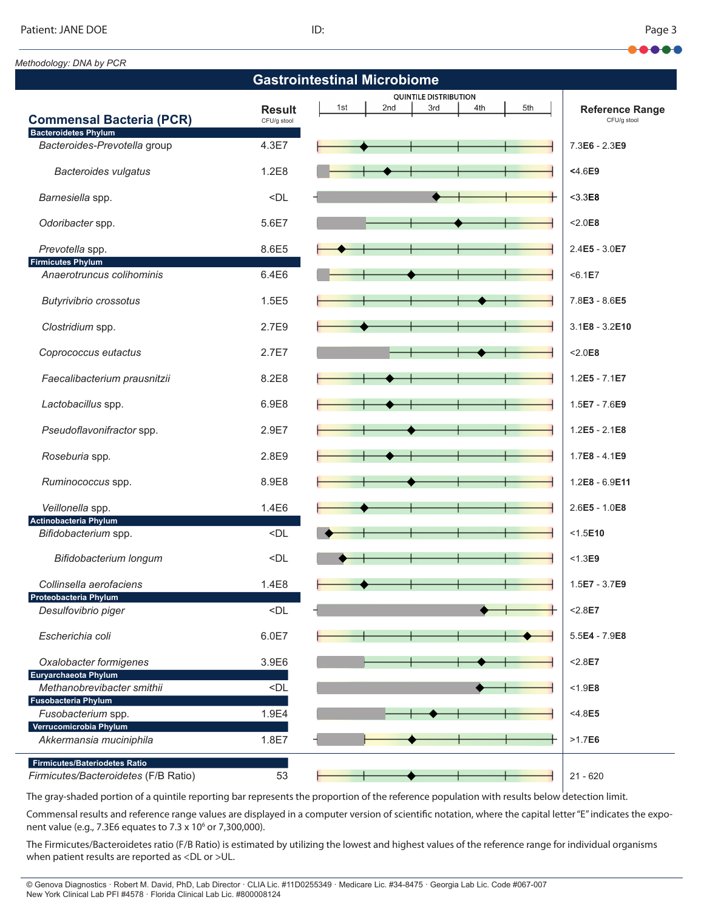Methodology: DNA by PCR

## Gastrointestinal Microbiome

### Commensal Bacteria (PCR)

QUINTILE DISTRIBUTION: 1st | 2nd | 3rd | 4th | 5th

| Commensal Bacteria (PCR) | Result CFU/g stool | Reference Range CFU/g stool |
|---|---|---|
| **Bacteroidetes Phylum** | | |
| *Bacteroides-Prevotella* group | 4.3E7 | 7.3E6 - 2.3E9 |
| *Bacteroides vulgatus* | 1.2E8 | <4.6E9 |
| *Barnesiella* spp. | <DL | <3.3E8 |
| *Odoribacter* spp. | 5.6E7 | <2.0E8 |
| *Prevotella* spp. | 8.6E5 | 2.4E5 - 3.0E7 |
| **Firmicutes Phylum** | | |
| *Anaerotruncus colihominis* | 6.4E6 | <6.1E7 |
| *Butyrivibrio crossotus* | 1.5E5 | 7.8E3 - 8.6E5 |
| *Clostridium* spp. | 2.7E9 | 3.1E8 - 3.2E10 |
| *Coprococcus eutactus* | 2.7E7 | <2.0E8 |
| *Faecalibacterium prausnitzii* | 8.2E8 | 1.2E5 - 7.1E7 |
| *Lactobacillus* spp. | 6.9E8 | 1.5E7 - 7.6E9 |
| *Pseudoflavonifractor* spp. | 2.9E7 | 1.2E5 - 2.1E8 |
| *Roseburia* spp. | 2.8E9 | 1.7E8 - 4.1E9 |
| *Ruminococcus* spp. | 8.9E8 | 1.2E8 - 6.9E11 |
| *Veillonella* spp. | 1.4E6 | 2.6E5 - 1.0E8 |
| **Actinobacteria Phylum** | | |
| *Bifidobacterium* spp. | <DL | <1.5E10 |
| *Bifidobacterium longum* | <DL | <1.3E9 |
| *Collinsella aerofaciens* | 1.4E8 | 1.5E7 - 3.7E9 |
| **Proteobacteria Phylum** | | |
| *Desulfovibrio piger* | <DL | <2.8E7 |
| *Escherichia coli* | 6.0E7 | 5.5E4 - 7.9E8 |
| *Oxalobacter formigenes* | 3.9E6 | <2.8E7 |
| **Euryarchaeota Phylum** | | |
| *Methanobrevibacter smithii* | <DL | <1.9E8 |
| **Fusobacteria Phylum** | | |
| *Fusobacterium* spp. | 1.9E4 | <4.8E5 |
| **Verrucomicrobia Phylum** | | |
| *Akkermansia muciniphila* | 1.8E7 | >1.7E6 |
| **Firmicutes/Bateriodetes Ratio** | | |
| *Firmicutes/Bacteroidetes* (F/B Ratio) | 53 | 21 - 620 |

The gray-shaded portion of a quintile reporting bar represents the proportion of the reference population with results below detection limit.

Commensal results and reference range values are displayed in a computer version of scientific notation, where the capital letter "E" indicates the exponent value (e.g., 7.3E6 equates to 7.3 x $10^6$ or 7,300,000).

The Firmicutes/Bacteroidetes ratio (F/B Ratio) is estimated by utilizing the lowest and highest values of the reference range for individual organisms when patient results are reported as <DL or >UL.

© Genova Diagnostics · Robert M. David, PhD, Lab Director · CLIA Lic. #11D0255349 · Medicare Lic. #34-8475 · Georgia Lab Lic. Code #067-007
New York Clinical Lab PFI #4578 · Florida Clinical Lab Lic. #800008124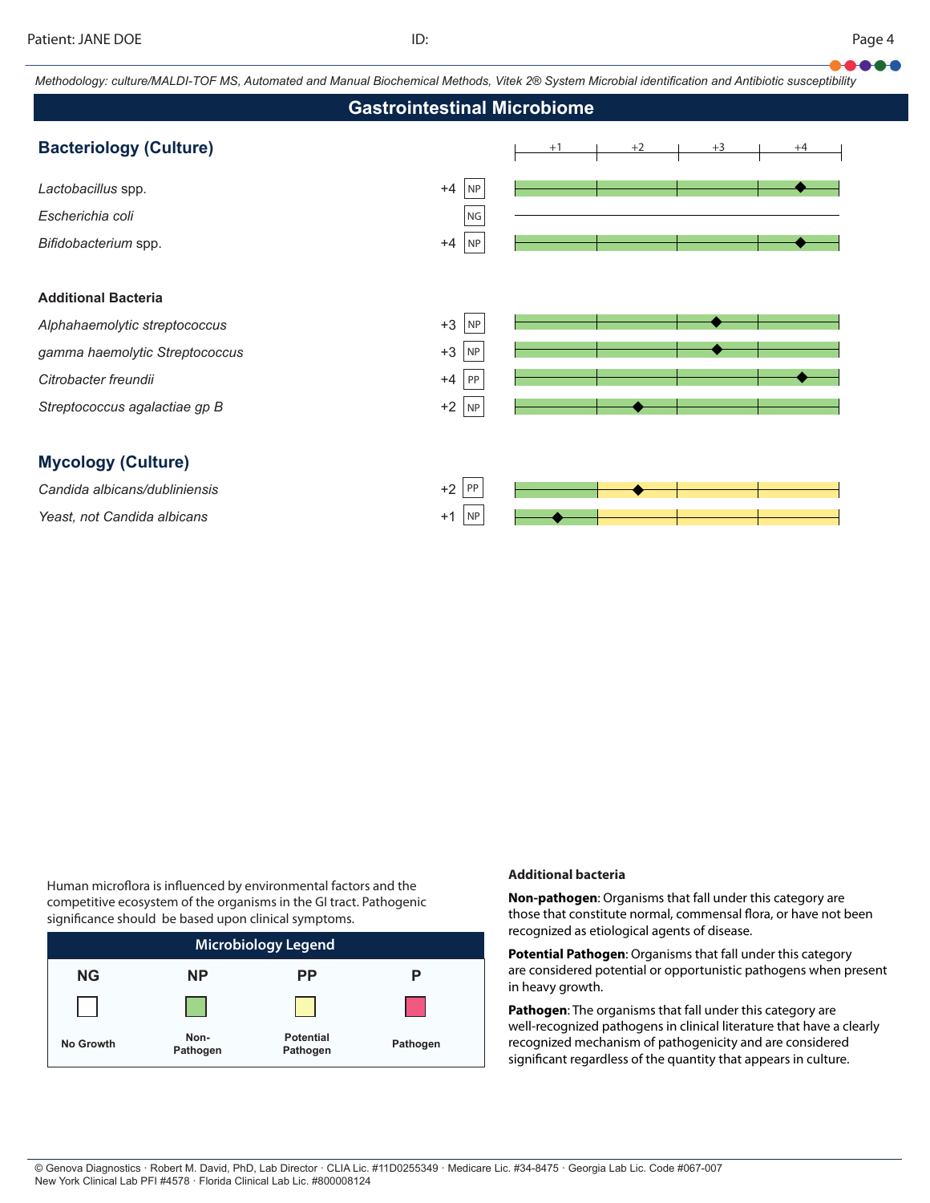*Methodology: culture/MALDI-TOF MS, Automated and Manual Biochemical Methods, Vitek 2® System Microbial identification and Antibiotic susceptibility*

## Gastrointestinal Microbiome

### Bacteriology (Culture)

+1 +2 +3 +4

*Lactobacillus* spp. +4 NP

*Escherichia coli* NG

*Bifidobacterium* spp. +4 NP

**Additional Bacteria**

*Alphahaemolytic streptococcus* +3 NP

*gamma haemolytic Streptococcus* +3 NP

*Citrobacter freundii* +4 PP

*Streptococcus agalactiae gp B* +2 NP

### Mycology (Culture)

*Candida albicans/dubliniensis* +2 PP

*Yeast, not Candida albicans* +1 NP

Human microflora is influenced by environmental factors and the competitive ecosystem of the organisms in the GI tract. Pathogenic significance should be based upon clinical symptoms.

| Microbiology Legend | | | |
|---|---|---|---|
| NG | NP | PP | P |
| No Growth | Non-Pathogen | Potential Pathogen | Pathogen |

**Additional bacteria**

**Non-pathogen**: Organisms that fall under this category are those that constitute normal, commensal flora, or have not been recognized as etiological agents of disease.

**Potential Pathogen**: Organisms that fall under this category are considered potential or opportunistic pathogens when present in heavy growth.

**Pathogen**: The organisms that fall under this category are well-recognized pathogens in clinical literature that have a clearly recognized mechanism of pathogenicity and are considered significant regardless of the quantity that appears in culture.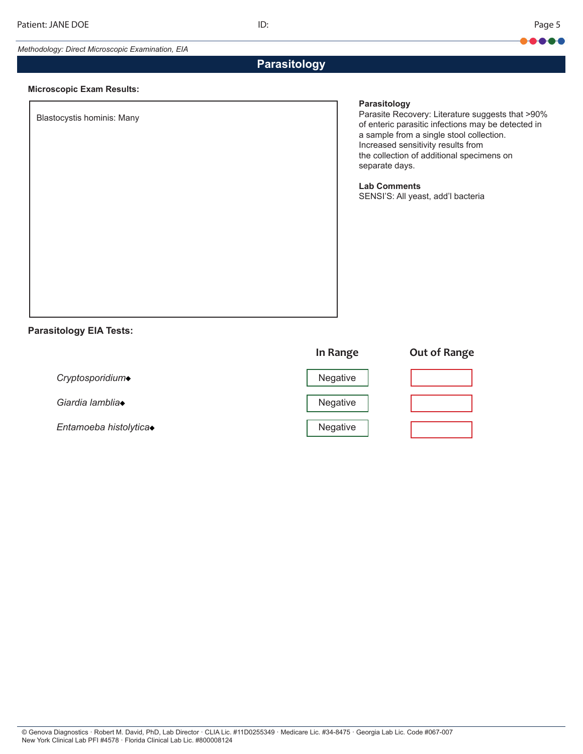*Methodology: Direct Microscopic Examination, EIA*

# Parasitology

**Microscopic Exam Results:**

Blastocystis hominis: Many

**Parasitology**

Parasite Recovery: Literature suggests that >90% of enteric parasitic infections may be detected in a sample from a single stool collection. Increased sensitivity results from the collection of additional specimens on separate days.

**Lab Comments**

SENSI'S: All yeast, add'l bacteria

**Parasitology EIA Tests:**

| | In Range | Out of Range |
|---|---|---|
| *Cryptosporidium*◆ | Negative | |
| *Giardia lamblia*◆ | Negative | |
| *Entamoeba histolytica*◆ | Negative | |

© Genova Diagnostics · Robert M. David, PhD, Lab Director · CLIA Lic. #11D0255349 · Medicare Lic. #34-8475 · Georgia Lab Lic. Code #067-007
New York Clinical Lab PFI #4578 · Florida Clinical Lab Lic. #800008124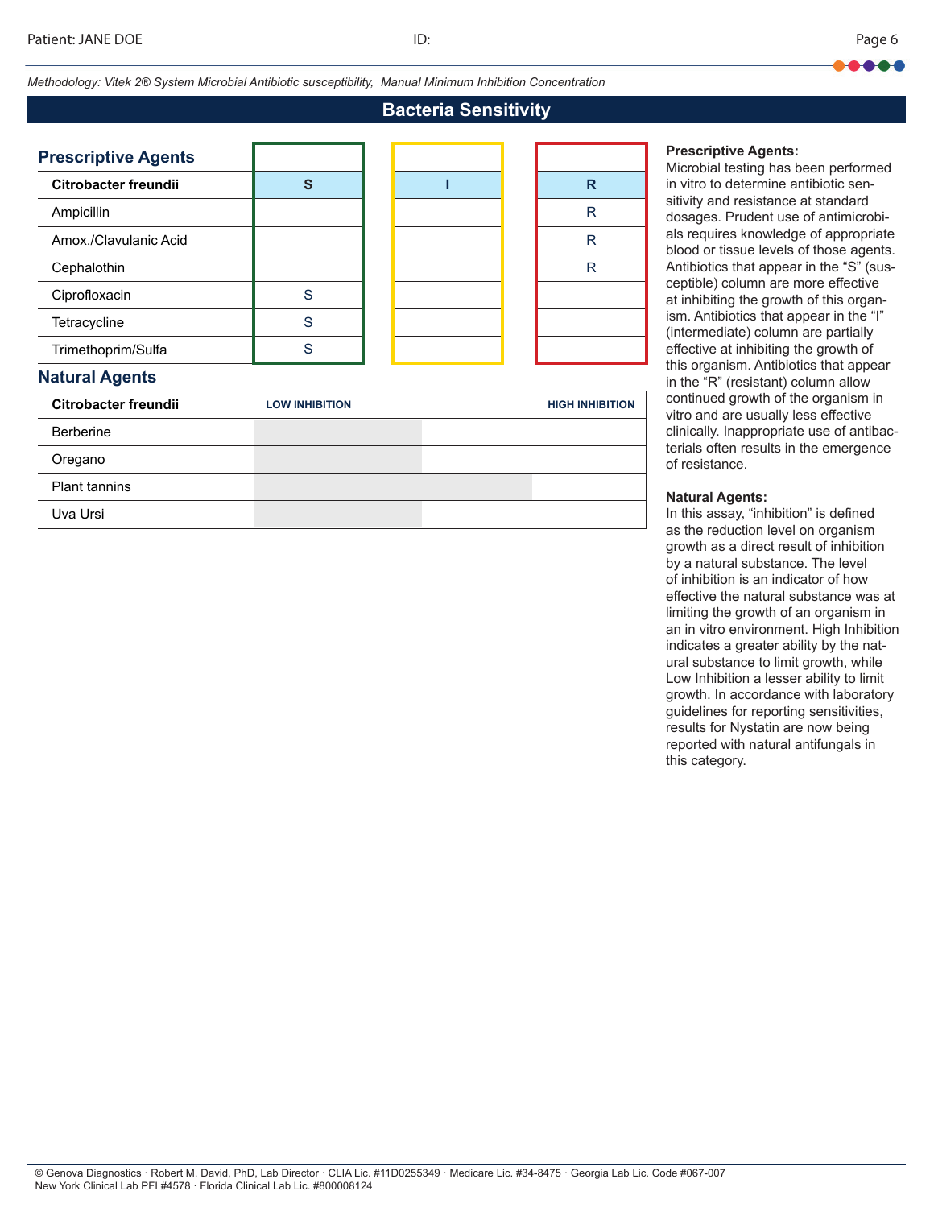*Methodology: Vitek 2® System Microbial Antibiotic susceptibility, Manual Minimum Inhibition Concentration*

## Bacteria Sensitivity

### Prescriptive Agents

| Citrobacter freundii | S | I | R |
|---|---|---|---|
| Ampicillin | | | R |
| Amox./Clavulanic Acid | | | R |
| Cephalothin | | | R |
| Ciprofloxacin | S | | |
| Tetracycline | S | | |
| Trimethoprim/Sulfa | S | | |

### Natural Agents

Citrobacter freundii — LOW INHIBITION to HIGH INHIBITION

Berberine

Oregano

Plant tannins

Uva Ursi

**Prescriptive Agents:**
Microbial testing has been performed in vitro to determine antibiotic sensitivity and resistance at standard dosages. Prudent use of antimicrobials requires knowledge of appropriate blood or tissue levels of those agents. Antibiotics that appear in the "S" (susceptible) column are more effective at inhibiting the growth of this organism. Antibiotics that appear in the "I" (intermediate) column are partially effective at inhibiting the growth of this organism. Antibiotics that appear in the "R" (resistant) column allow continued growth of the organism in vitro and are usually less effective clinically. Inappropriate use of antibacterials often results in the emergence of resistance.

**Natural Agents:**
In this assay, "inhibition" is defined as the reduction level on organism growth as a direct result of inhibition by a natural substance. The level of inhibition is an indicator of how effective the natural substance was at limiting the growth of an organism in an in vitro environment. High Inhibition indicates a greater ability by the natural substance to limit growth, while Low Inhibition a lesser ability to limit growth. In accordance with laboratory guidelines for reporting sensitivities, results for Nystatin are now being reported with natural antifungals in this category.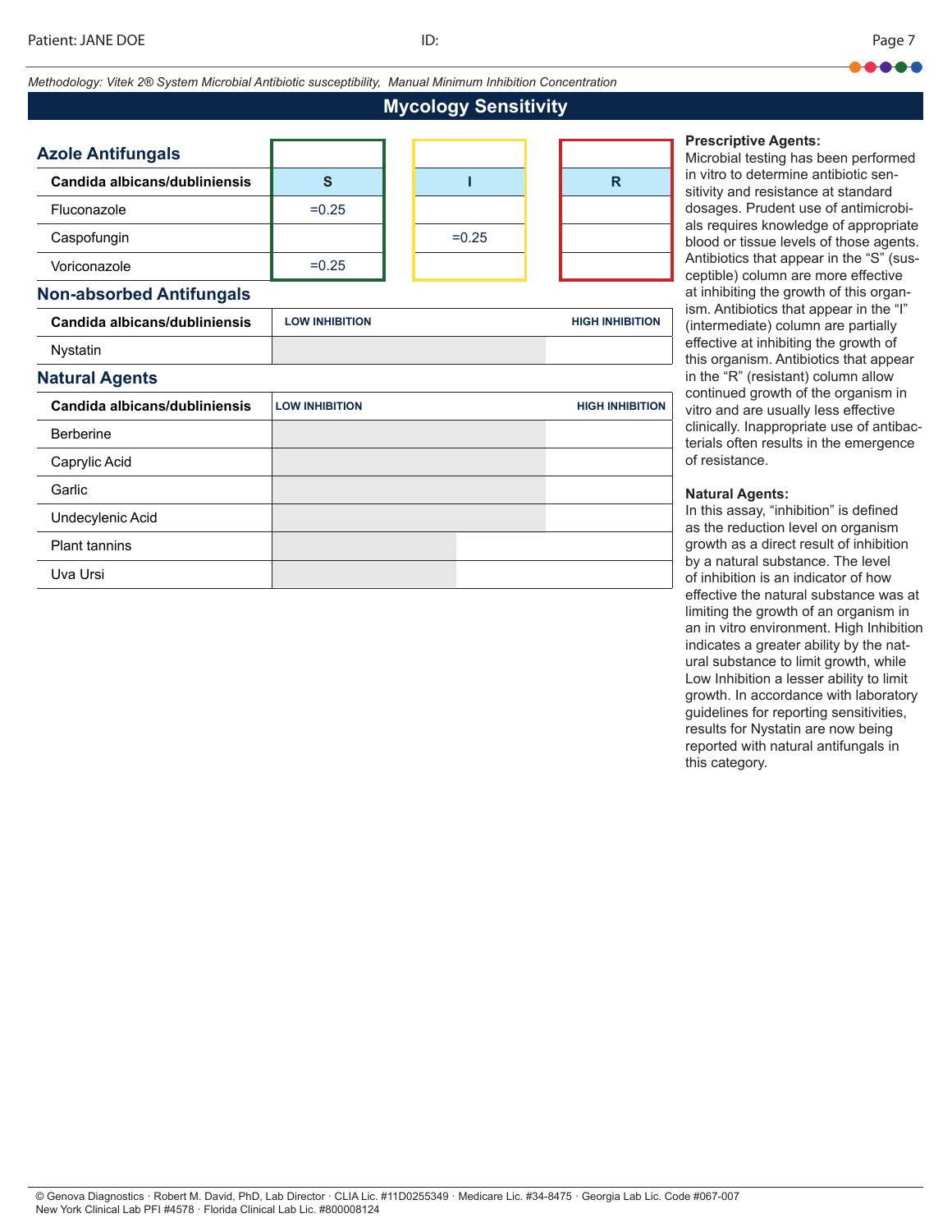*Methodology: Vitek 2® System Microbial Antibiotic susceptibility, Manual Minimum Inhibition Concentration*

## Mycology Sensitivity

### Azole Antifungals

| Candida albicans/dubliniensis | S | I | R |
|---|---|---|---|
| Fluconazole | =0.25 | | |
| Caspofungin | | =0.25 | |
| Voriconazole | =0.25 | | |

### Non-absorbed Antifungals

| Candida albicans/dubliniensis | LOW INHIBITION | HIGH INHIBITION |
|---|---|---|
| Nystatin | | |

### Natural Agents

| Candida albicans/dubliniensis | LOW INHIBITION | HIGH INHIBITION |
|---|---|---|
| Berberine | | |
| Caprylic Acid | | |
| Garlic | | |
| Undecylenic Acid | | |
| Plant tannins | | |
| Uva Ursi | | |

**Prescriptive Agents:**
Microbial testing has been performed in vitro to determine antibiotic sensitivity and resistance at standard dosages. Prudent use of antimicrobials requires knowledge of appropriate blood or tissue levels of those agents. Antibiotics that appear in the "S" (susceptible) column are more effective at inhibiting the growth of this organism. Antibiotics that appear in the "I" (intermediate) column are partially effective at inhibiting the growth of this organism. Antibiotics that appear in the "R" (resistant) column allow continued growth of the organism in vitro and are usually less effective clinically. Inappropriate use of antibacterials often results in the emergence of resistance.

**Natural Agents:**
In this assay, "inhibition" is defined as the reduction level on organism growth as a direct result of inhibition by a natural substance. The level of inhibition is an indicator of how effective the natural substance was at limiting the growth of an organism in an in vitro environment. High Inhibition indicates a greater ability by the natural substance to limit growth, while Low Inhibition a lesser ability to limit growth. In accordance with laboratory guidelines for reporting sensitivities, results for Nystatin are now being reported with natural antifungals in this category.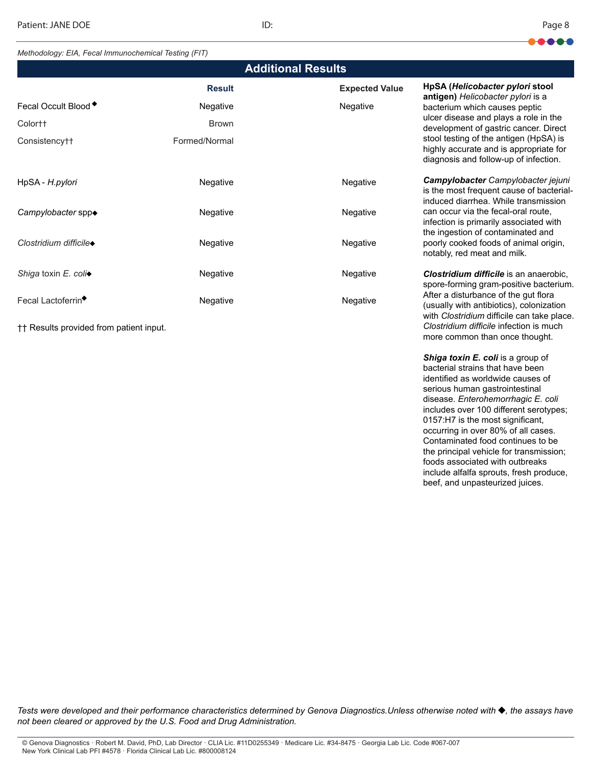*Methodology: EIA, Fecal Immunochemical Testing (FIT)*

## Additional Results

| | Result | Expected Value |
|---|---|---|
| Fecal Occult Blood ◆ | Negative | Negative |
| Color†† | Brown | |
| Consistency†† | Formed/Normal | |
| HpSA - *H.pylori* | Negative | Negative |
| *Campylobacter* spp◆ | Negative | Negative |
| *Clostridium difficile*◆ | Negative | Negative |
| *Shiga* toxin *E. coli*◆ | Negative | Negative |
| Fecal Lactoferrin◆ | Negative | Negative |

†† Results provided from patient input.

**HpSA (*Helicobacter pylori* stool antigen)** *Helicobacter pylori* is a bacterium which causes peptic ulcer disease and plays a role in the development of gastric cancer. Direct stool testing of the antigen (HpSA) is highly accurate and is appropriate for diagnosis and follow-up of infection.

***Campylobacter*** *Campylobacter jejuni* is the most frequent cause of bacterial-induced diarrhea. While transmission can occur via the fecal-oral route, infection is primarily associated with the ingestion of contaminated and poorly cooked foods of animal origin, notably, red meat and milk.

***Clostridium difficile*** is an anaerobic, spore-forming gram-positive bacterium. After a disturbance of the gut flora (usually with antibiotics), colonization with *Clostridium* difficile can take place. *Clostridium difficile* infection is much more common than once thought.

***Shiga toxin E. coli*** is a group of bacterial strains that have been identified as worldwide causes of serious human gastrointestinal disease. *Enterohemorrhagic E. coli* includes over 100 different serotypes; 0157:H7 is the most significant, occurring in over 80% of all cases. Contaminated food continues to be the principal vehicle for transmission; foods associated with outbreaks include alfalfa sprouts, fresh produce, beef, and unpasteurized juices.

*Tests were developed and their performance characteristics determined by Genova Diagnostics.Unless otherwise noted with ◆, the assays have not been cleared or approved by the U.S. Food and Drug Administration.*

© Genova Diagnostics · Robert M. David, PhD, Lab Director · CLIA Lic. #11D0255349 · Medicare Lic. #34-8475 · Georgia Lab Lic. Code #067-007
New York Clinical Lab PFI #4578 · Florida Clinical Lab Lic. #800008124